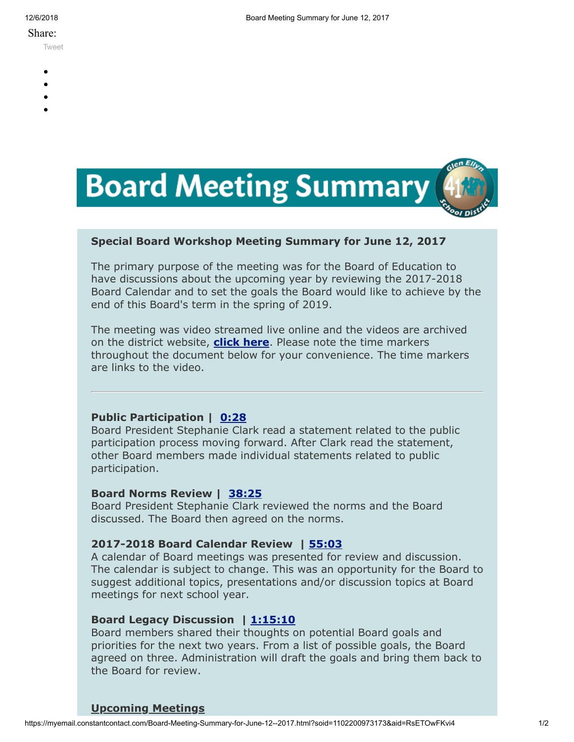Share:

Tweet

# Board Meeting Summary

## Special Board Workshop Meeting Summary for June 12, 2017

The primary purpose of the meeting was for the Board of Education to have discussions about the upcoming year by reviewing the 2017-2018 Board Calendar and to set the goals the Board would like to achieve by the end of this Board's term in the spring of 2019.

The meeting was video streamed live online and the videos are archived on the district website, **click here**. Please note the time markers throughout the document below for your convenience. The time markers are links to the video.

---

**Public Participation | 0:28**
Board President Stephanie Clark read a statement related to the public participation process moving forward. After Clark read the statement, other Board members made individual statements related to public participation.

**Board Norms Review | 38:25**
Board President Stephanie Clark reviewed the norms and the Board discussed. The Board then agreed on the norms.

**2017-2018 Board Calendar Review | 55:03**
A calendar of Board meetings was presented for review and discussion. The calendar is subject to change. This was an opportunity for the Board to suggest additional topics, presentations and/or discussion topics at Board meetings for next school year.

**Board Legacy Discussion | 1:15:10**
Board members shared their thoughts on potential Board goals and priorities for the next two years. From a list of possible goals, the Board agreed on three. Administration will draft the goals and bring them back to the Board for review.

**Upcoming Meetings**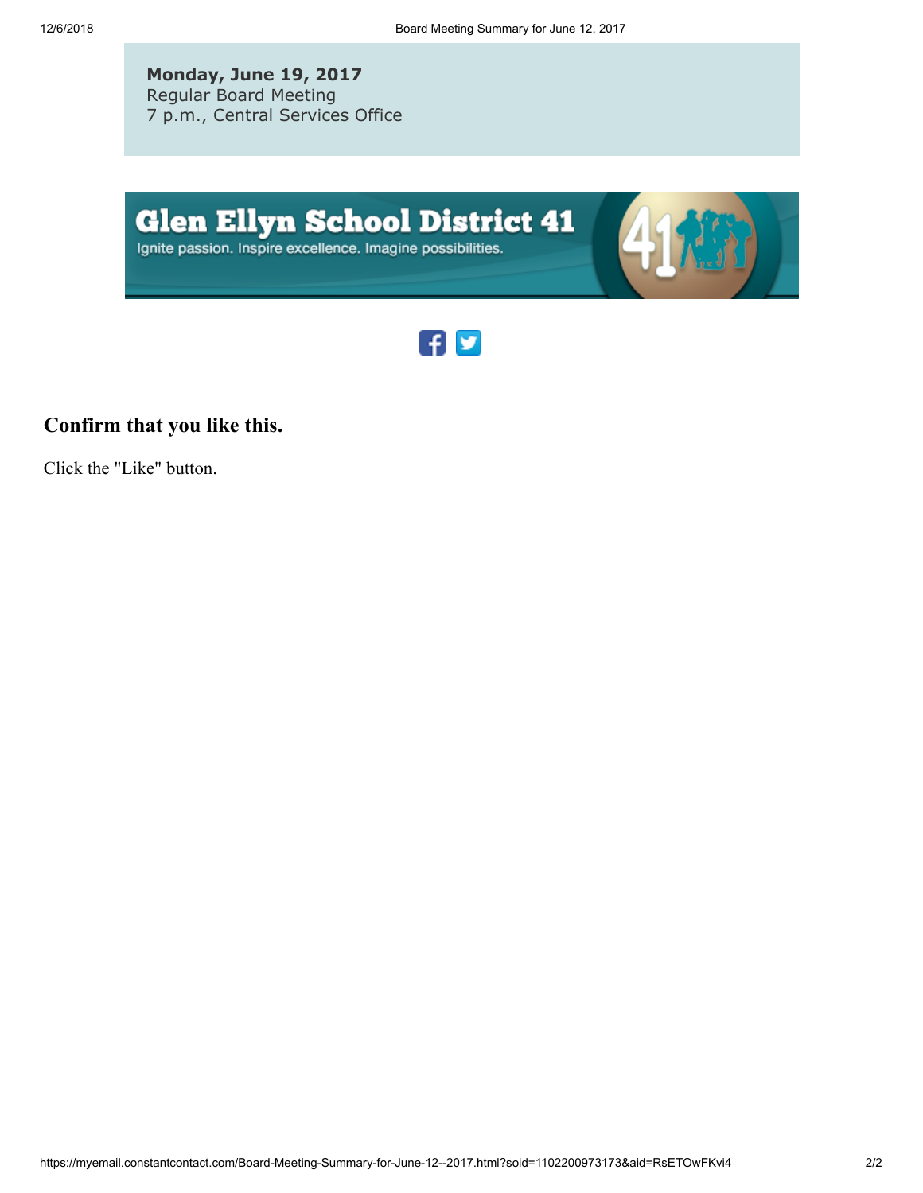**Monday, June 19, 2017**
Regular Board Meeting
7 p.m., Central Services Office

Glen Ellyn School District 41
Ignite passion. Inspire excellence. Imagine possibilities.

## Confirm that you like this.

Click the "Like" button.